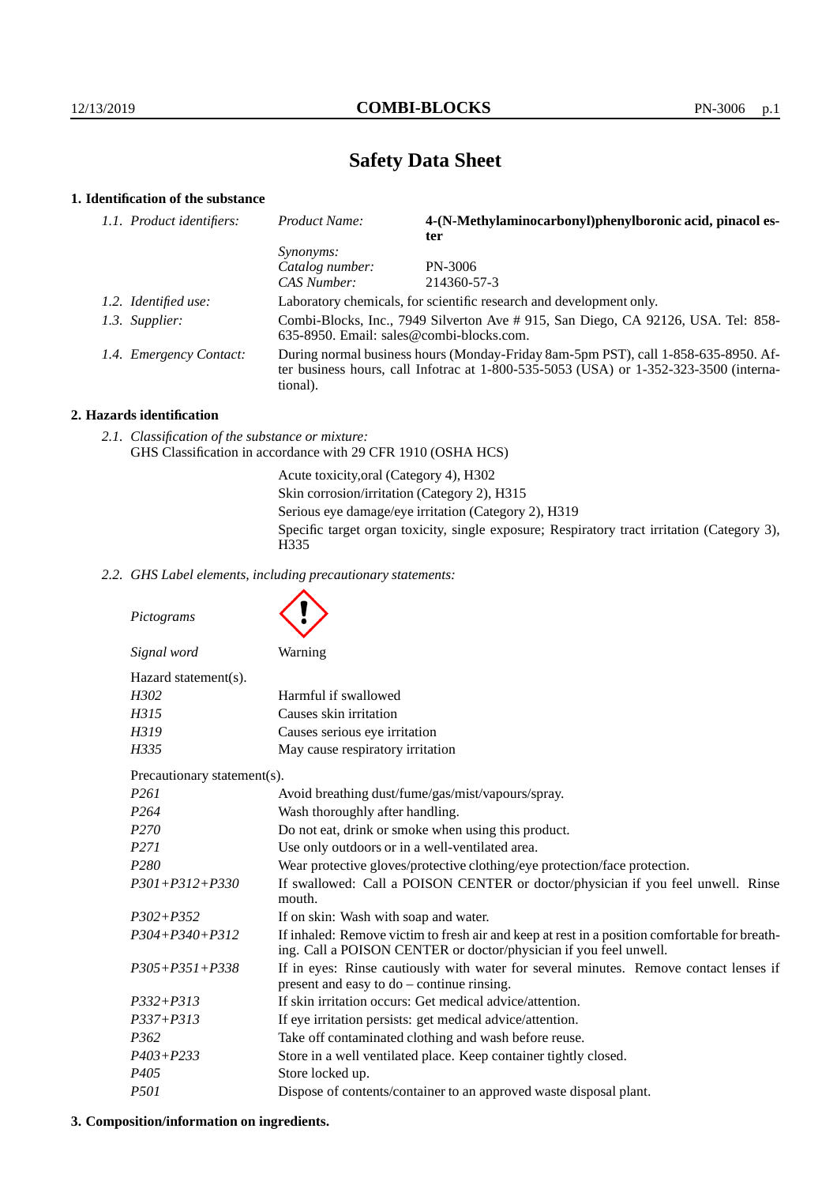# Safety Data Sheet

## 1. Identification of the substance

| | | |
|---|---|---|
| *1.1. Product identifiers:* | *Product Name:* | **4-(N-Methylaminocarbonyl)phenylboronic acid, pinacol ester** |
| | *Synonyms:* | |
| | *Catalog number:* | PN-3006 |
| | *CAS Number:* | 214360-57-3 |
| *1.2. Identified use:* | Laboratory chemicals, for scientific research and development only. | |
| *1.3. Supplier:* | Combi-Blocks, Inc., 7949 Silverton Ave # 915, San Diego, CA 92126, USA. Tel: 858-635-8950. Email: sales@combi-blocks.com. | |
| *1.4. Emergency Contact:* | During normal business hours (Monday-Friday 8am-5pm PST), call 1-858-635-8950. After business hours, call Infotrac at 1-800-535-5053 (USA) or 1-352-323-3500 (international). | |

## 2. Hazards identification

*2.1. Classification of the substance or mixture:*
GHS Classification in accordance with 29 CFR 1910 (OSHA HCS)

Acute toxicity,oral (Category 4), H302
Skin corrosion/irritation (Category 2), H315
Serious eye damage/eye irritation (Category 2), H319
Specific target organ toxicity, single exposure; Respiratory tract irritation (Category 3), H335

*2.2. GHS Label elements, including precautionary statements:*

*Pictograms*

*Signal word* Warning

Hazard statement(s).

| | |
|---|---|
| *H302* | Harmful if swallowed |
| *H315* | Causes skin irritation |
| *H319* | Causes serious eye irritation |
| *H335* | May cause respiratory irritation |

Precautionary statement(s).

| | |
|---|---|
| *P261* | Avoid breathing dust/fume/gas/mist/vapours/spray. |
| *P264* | Wash thoroughly after handling. |
| *P270* | Do not eat, drink or smoke when using this product. |
| *P271* | Use only outdoors or in a well-ventilated area. |
| *P280* | Wear protective gloves/protective clothing/eye protection/face protection. |
| *P301+P312+P330* | If swallowed: Call a POISON CENTER or doctor/physician if you feel unwell. Rinse mouth. |
| *P302+P352* | If on skin: Wash with soap and water. |
| *P304+P340+P312* | If inhaled: Remove victim to fresh air and keep at rest in a position comfortable for breathing. Call a POISON CENTER or doctor/physician if you feel unwell. |
| *P305+P351+P338* | If in eyes: Rinse cautiously with water for several minutes. Remove contact lenses if present and easy to do – continue rinsing. |
| *P332+P313* | If skin irritation occurs: Get medical advice/attention. |
| *P337+P313* | If eye irritation persists: get medical advice/attention. |
| *P362* | Take off contaminated clothing and wash before reuse. |
| *P403+P233* | Store in a well ventilated place. Keep container tightly closed. |
| *P405* | Store locked up. |
| *P501* | Dispose of contents/container to an approved waste disposal plant. |

## 3. Composition/information on ingredients.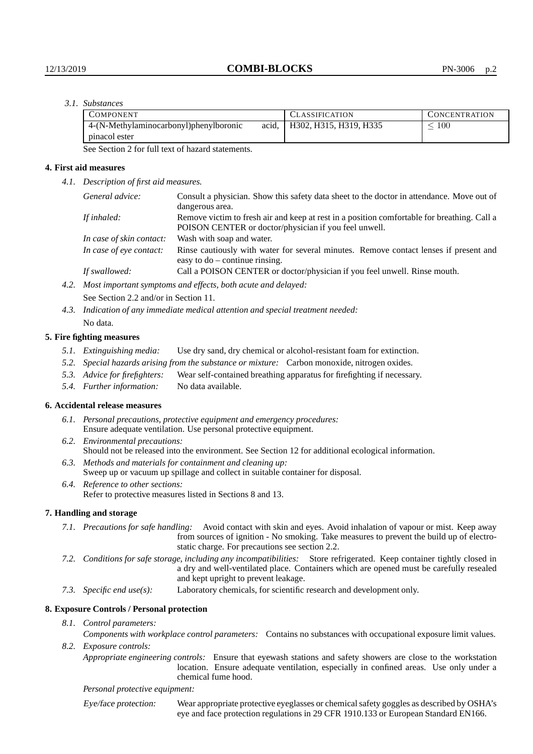*3.1. Substances*

| COMPONENT | CLASSIFICATION | CONCENTRATION |
|---|---|---|
| 4-(N-Methylaminocarbonyl)phenylboronic acid, pinacol ester | H302, H315, H319, H335 | $\leq 100$ |

See Section 2 for full text of hazard statements.

## 4. First aid measures

*4.1. Description of first aid measures.*

*General advice:* Consult a physician. Show this safety data sheet to the doctor in attendance. Move out of dangerous area.

*If inhaled:* Remove victim to fresh air and keep at rest in a position comfortable for breathing. Call a POISON CENTER or doctor/physician if you feel unwell.

*In case of skin contact:* Wash with soap and water.

*In case of eye contact:* Rinse cautiously with water for several minutes. Remove contact lenses if present and easy to do – continue rinsing.

*If swallowed:* Call a POISON CENTER or doctor/physician if you feel unwell. Rinse mouth.

*4.2. Most important symptoms and effects, both acute and delayed:*

See Section 2.2 and/or in Section 11.

*4.3. Indication of any immediate medical attention and special treatment needed:*

No data.

## 5. Fire fighting measures

*5.1. Extinguishing media:* Use dry sand, dry chemical or alcohol-resistant foam for extinction.

*5.2. Special hazards arising from the substance or mixture:* Carbon monoxide, nitrogen oxides.

*5.3. Advice for firefighters:* Wear self-contained breathing apparatus for firefighting if necessary.

*5.4. Further information:* No data available.

## 6. Accidental release measures

*6.1. Personal precautions, protective equipment and emergency procedures:*
Ensure adequate ventilation. Use personal protective equipment.

*6.2. Environmental precautions:*
Should not be released into the environment. See Section 12 for additional ecological information.

*6.3. Methods and materials for containment and cleaning up:*
Sweep up or vacuum up spillage and collect in suitable container for disposal.

*6.4. Reference to other sections:*
Refer to protective measures listed in Sections 8 and 13.

## 7. Handling and storage

*7.1. Precautions for safe handling:* Avoid contact with skin and eyes. Avoid inhalation of vapour or mist. Keep away from sources of ignition - No smoking. Take measures to prevent the build up of electrostatic charge. For precautions see section 2.2.

*7.2. Conditions for safe storage, including any incompatibilities:* Store refrigerated. Keep container tightly closed in a dry and well-ventilated place. Containers which are opened must be carefully resealed and kept upright to prevent leakage.

*7.3. Specific end use(s):* Laboratory chemicals, for scientific research and development only.

## 8. Exposure Controls / Personal protection

*8.1. Control parameters:*

*Components with workplace control parameters:* Contains no substances with occupational exposure limit values.

*8.2. Exposure controls:*

*Appropriate engineering controls:* Ensure that eyewash stations and safety showers are close to the workstation location. Ensure adequate ventilation, especially in confined areas. Use only under a chemical fume hood.

*Personal protective equipment:*

*Eye/face protection:* Wear appropriate protective eyeglasses or chemical safety goggles as described by OSHA's eye and face protection regulations in 29 CFR 1910.133 or European Standard EN166.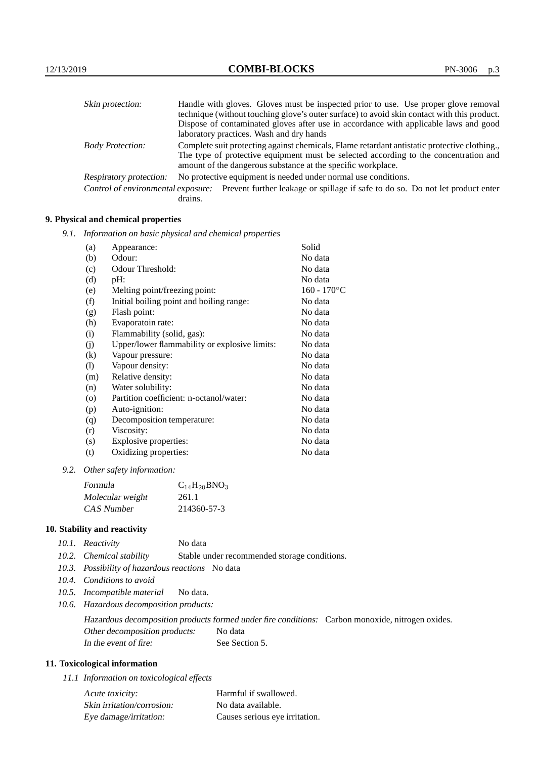| | |
|---|---|
| *Skin protection:* | Handle with gloves. Gloves must be inspected prior to use. Use proper glove removal technique (without touching glove's outer surface) to avoid skin contact with this product. Dispose of contaminated gloves after use in accordance with applicable laws and good laboratory practices. Wash and dry hands |
| *Body Protection:* | Complete suit protecting against chemicals, Flame retardant antistatic protective clothing., The type of protective equipment must be selected according to the concentration and amount of the dangerous substance at the specific workplace. |
| *Respiratory protection:* | No protective equipment is needed under normal use conditions. |
| *Control of environmental exposure:* | Prevent further leakage or spillage if safe to do so. Do not let product enter drains. |

## 9. Physical and chemical properties

*9.1. Information on basic physical and chemical properties*

| | | |
|---|---|---|
| (a) | Appearance: | Solid |
| (b) | Odour: | No data |
| (c) | Odour Threshold: | No data |
| (d) | pH: | No data |
| (e) | Melting point/freezing point: | 160 - 170°C |
| (f) | Initial boiling point and boiling range: | No data |
| (g) | Flash point: | No data |
| (h) | Evaporatoin rate: | No data |
| (i) | Flammability (solid, gas): | No data |
| (j) | Upper/lower flammability or explosive limits: | No data |
| (k) | Vapour pressure: | No data |
| (l) | Vapour density: | No data |
| (m) | Relative density: | No data |
| (n) | Water solubility: | No data |
| (o) | Partition coefficient: n-octanol/water: | No data |
| (p) | Auto-ignition: | No data |
| (q) | Decomposition temperature: | No data |
| (r) | Viscosity: | No data |
| (s) | Explosive properties: | No data |
| (t) | Oxidizing properties: | No data |

*9.2. Other safety information:*

| | |
|---|---|
| *Formula* | $C_{14}H_{20}BNO_3$ |
| *Molecular weight* | 261.1 |
| *CAS Number* | 214360-57-3 |

## 10. Stability and reactivity

*10.1. Reactivity* No data

*10.2. Chemical stability* Stable under recommended storage conditions.

*10.3. Possibility of hazardous reactions* No data

*10.4. Conditions to avoid*

*10.5. Incompatible material* No data.

*10.6. Hazardous decomposition products:*

*Hazardous decomposition products formed under fire conditions:* Carbon monoxide, nitrogen oxides.

*Other decomposition products:* No data

*In the event of fire:* See Section 5.

## 11. Toxicological information

*11.1 Information on toxicological effects*

| | |
|---|---|
| *Acute toxicity:* | Harmful if swallowed. |
| *Skin irritation/corrosion:* | No data available. |
| *Eye damage/irritation:* | Causes serious eye irritation. |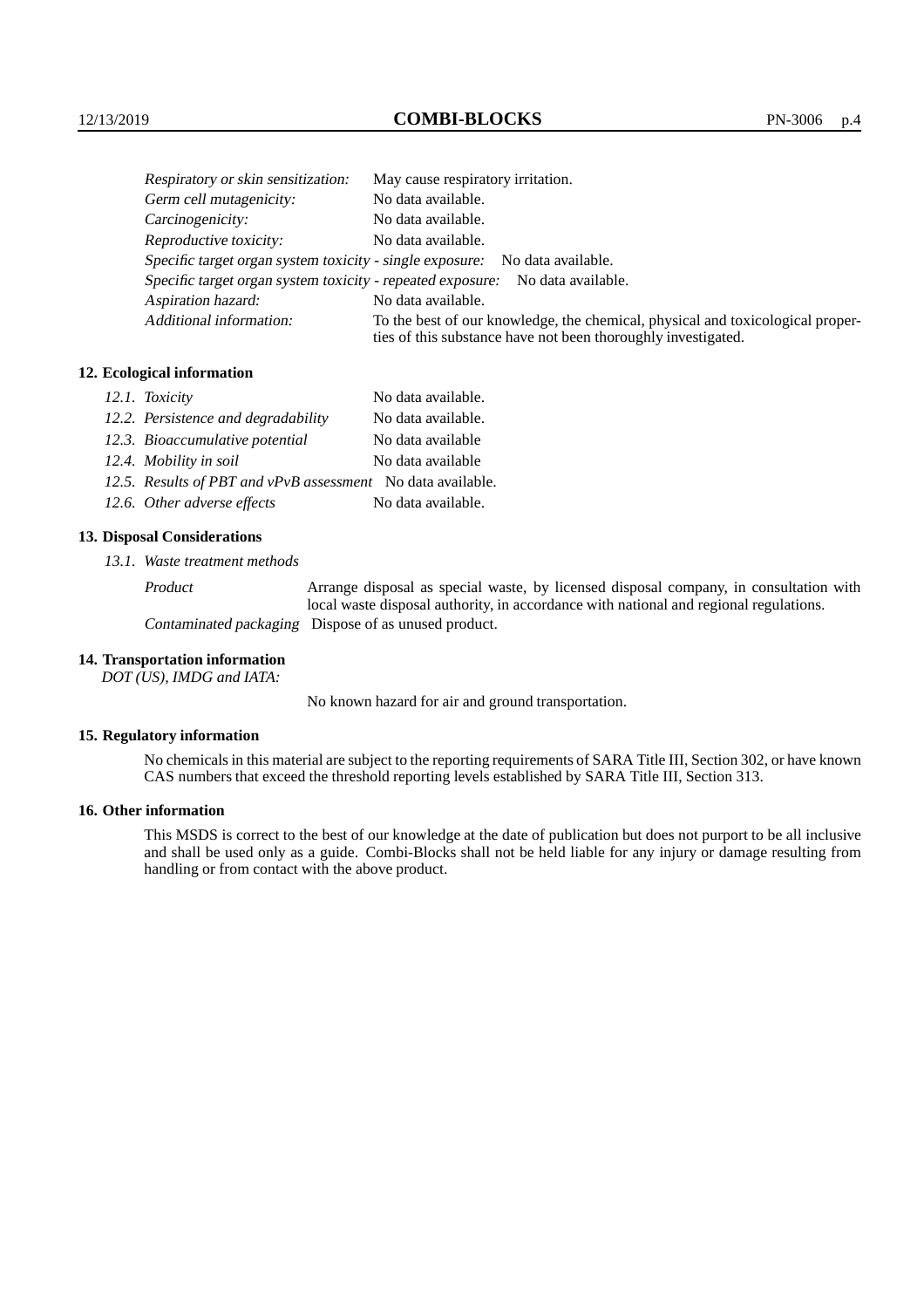| | |
|---|---|
| *Respiratory or skin sensitization:* | May cause respiratory irritation. |
| *Germ cell mutagenicity:* | No data available. |
| *Carcinogenicity:* | No data available. |
| *Reproductive toxicity:* | No data available. |
| *Specific target organ system toxicity - single exposure:* | No data available. |
| *Specific target organ system toxicity - repeated exposure:* | No data available. |
| *Aspiration hazard:* | No data available. |
| *Additional information:* | To the best of our knowledge, the chemical, physical and toxicological properties of this substance have not been thoroughly investigated. |

## 12. Ecological information

| | |
|---|---|
| *12.1. Toxicity* | No data available. |
| *12.2. Persistence and degradability* | No data available. |
| *12.3. Bioaccumulative potential* | No data available |
| *12.4. Mobility in soil* | No data available |
| *12.5. Results of PBT and vPvB assessment* | No data available. |
| *12.6. Other adverse effects* | No data available. |

## 13. Disposal Considerations

*13.1. Waste treatment methods*

| | |
|---|---|
| *Product* | Arrange disposal as special waste, by licensed disposal company, in consultation with local waste disposal authority, in accordance with national and regional regulations. |
| *Contaminated packaging* | Dispose of as unused product. |

## 14. Transportation information

*DOT (US), IMDG and IATA:*

No known hazard for air and ground transportation.

## 15. Regulatory information

No chemicals in this material are subject to the reporting requirements of SARA Title III, Section 302, or have known CAS numbers that exceed the threshold reporting levels established by SARA Title III, Section 313.

## 16. Other information

This MSDS is correct to the best of our knowledge at the date of publication but does not purport to be all inclusive and shall be used only as a guide. Combi-Blocks shall not be held liable for any injury or damage resulting from handling or from contact with the above product.